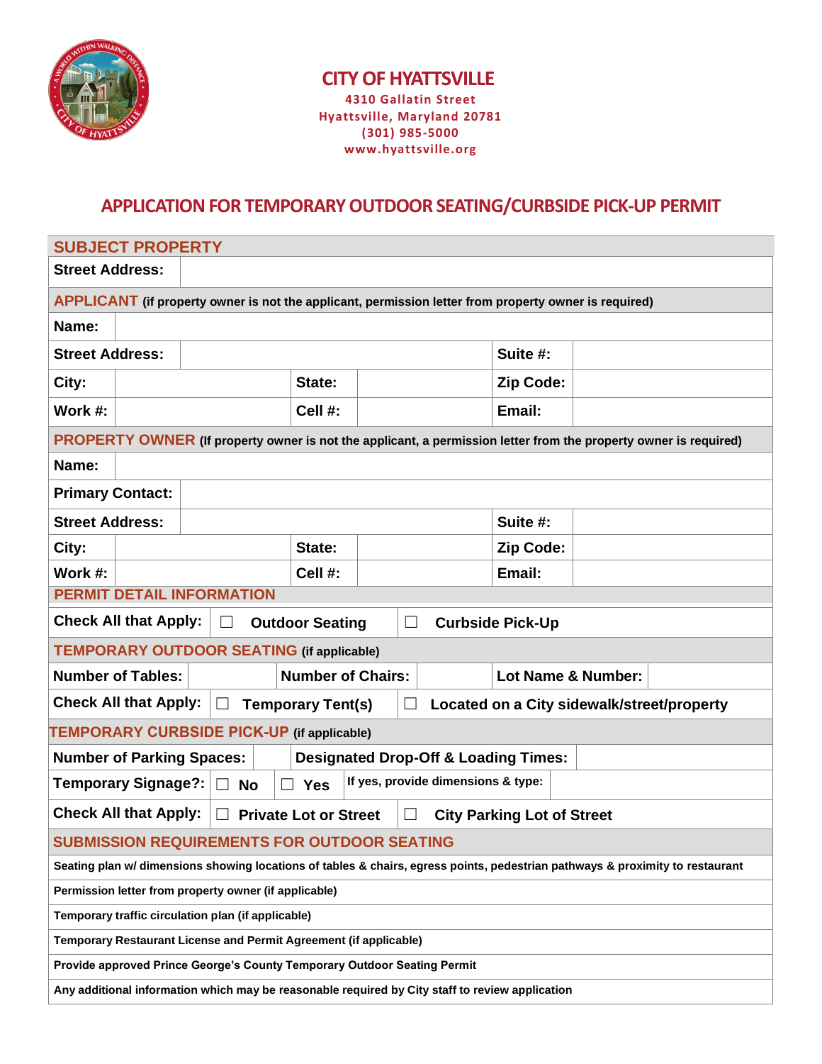# CITY OF HYATTSVILLE

**4310 Gallatin Street**
**Hyattsville, Maryland 20781**
**(301) 985-5000**
**www.hyattsville.org**

## APPLICATION FOR TEMPORARY OUTDOOR SEATING/CURBSIDE PICK-UP PERMIT

### SUBJECT PROPERTY

| | |
|---|---|
| **Street Address:** | |

### APPLICANT (if property owner is not the applicant, permission letter from property owner is required)

| | | | | | |
|---|---|---|---|---|---|
| **Name:** | | | | | |
| **Street Address:** | | | | **Suite #:** | |
| **City:** | | **State:** | | **Zip Code:** | |
| **Work #:** | | **Cell #:** | | **Email:** | |

### PROPERTY OWNER (If property owner is not the applicant, a permission letter from the property owner is required)

| | | | | | |
|---|---|---|---|---|---|
| **Name:** | | | | | |
| **Primary Contact:** | | | | | |
| **Street Address:** | | | | **Suite #:** | |
| **City:** | | **State:** | | **Zip Code:** | |
| **Work #:** | | **Cell #:** | | **Email:** | |

### PERMIT DETAIL INFORMATION

| | | |
|---|---|---|
| **Check All that Apply:** | ☐ **Outdoor Seating** | ☐ **Curbside Pick-Up** |

### TEMPORARY OUTDOOR SEATING (if applicable)

| | | | | | |
|---|---|---|---|---|---|
| **Number of Tables:** | | **Number of Chairs:** | | **Lot Name & Number:** | |
| **Check All that Apply:** | ☐ **Temporary Tent(s)** | ☐ **Located on a City sidewalk/street/property** | | | |

### TEMPORARY CURBSIDE PICK-UP (if applicable)

| | | | | |
|---|---|---|---|---|
| **Number of Parking Spaces:** | | **Designated Drop-Off & Loading Times:** | | |
| **Temporary Signage?:** | ☐ **No** | ☐ **Yes** | **If yes, provide dimensions & type:** | |
| **Check All that Apply:** | ☐ **Private Lot or Street** | ☐ **City Parking Lot of Street** | | |

### SUBMISSION REQUIREMENTS FOR OUTDOOR SEATING

| |
|---|
| **Seating plan w/ dimensions showing locations of tables & chairs, egress points, pedestrian pathways & proximity to restaurant** |
| **Permission letter from property owner (if applicable)** |
| **Temporary traffic circulation plan (if applicable)** |
| **Temporary Restaurant License and Permit Agreement (if applicable)** |
| **Provide approved Prince George's County Temporary Outdoor Seating Permit** |
| **Any additional information which may be reasonable required by City staff to review application** |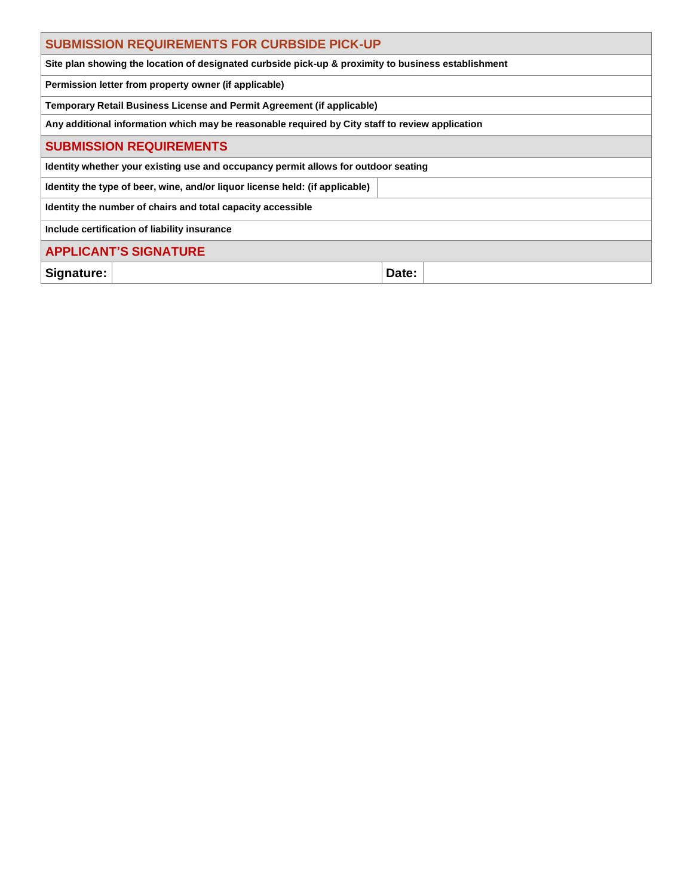## SUBMISSION REQUIREMENTS FOR CURBSIDE PICK-UP

**Site plan showing the location of designated curbside pick-up & proximity to business establishment**

**Permission letter from property owner (if applicable)**

**Temporary Retail Business License and Permit Agreement (if applicable)**

**Any additional information which may be reasonable required by City staff to review application**

## SUBMISSION REQUIREMENTS

**Identity whether your existing use and occupancy permit allows for outdoor seating**

| | |
|---|---|
| **Identity the type of beer, wine, and/or liquor license held: (if applicable)** | |

**Identity the number of chairs and total capacity accessible**

**Include certification of liability insurance**

## APPLICANT'S SIGNATURE

| | | | |
|---|---|---|---|
| **Signature:** | | **Date:** | |